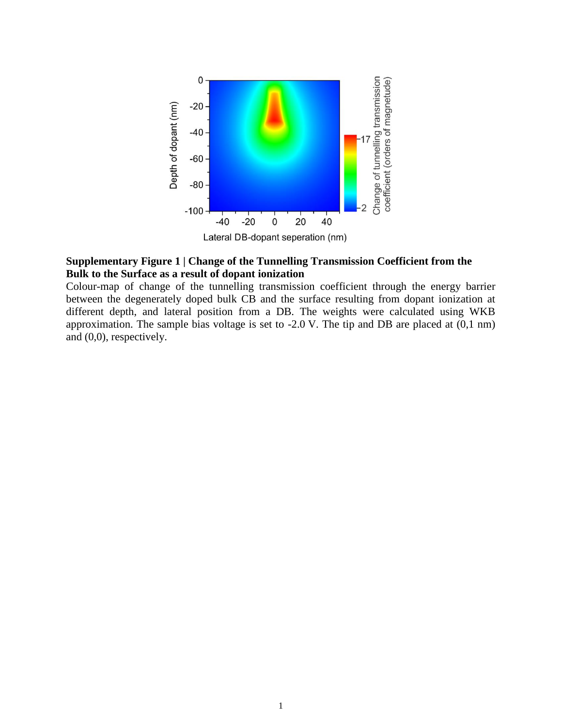**Supplementary Figure 1 | Change of the Tunnelling Transmission Coefficient from the Bulk to the Surface as a result of dopant ionization**

Colour-map of change of the tunnelling transmission coefficient through the energy barrier between the degenerately doped bulk CB and the surface resulting from dopant ionization at different depth, and lateral position from a DB. The weights were calculated using WKB approximation. The sample bias voltage is set to -2.0 V. The tip and DB are placed at (0,1 nm) and (0,0), respectively.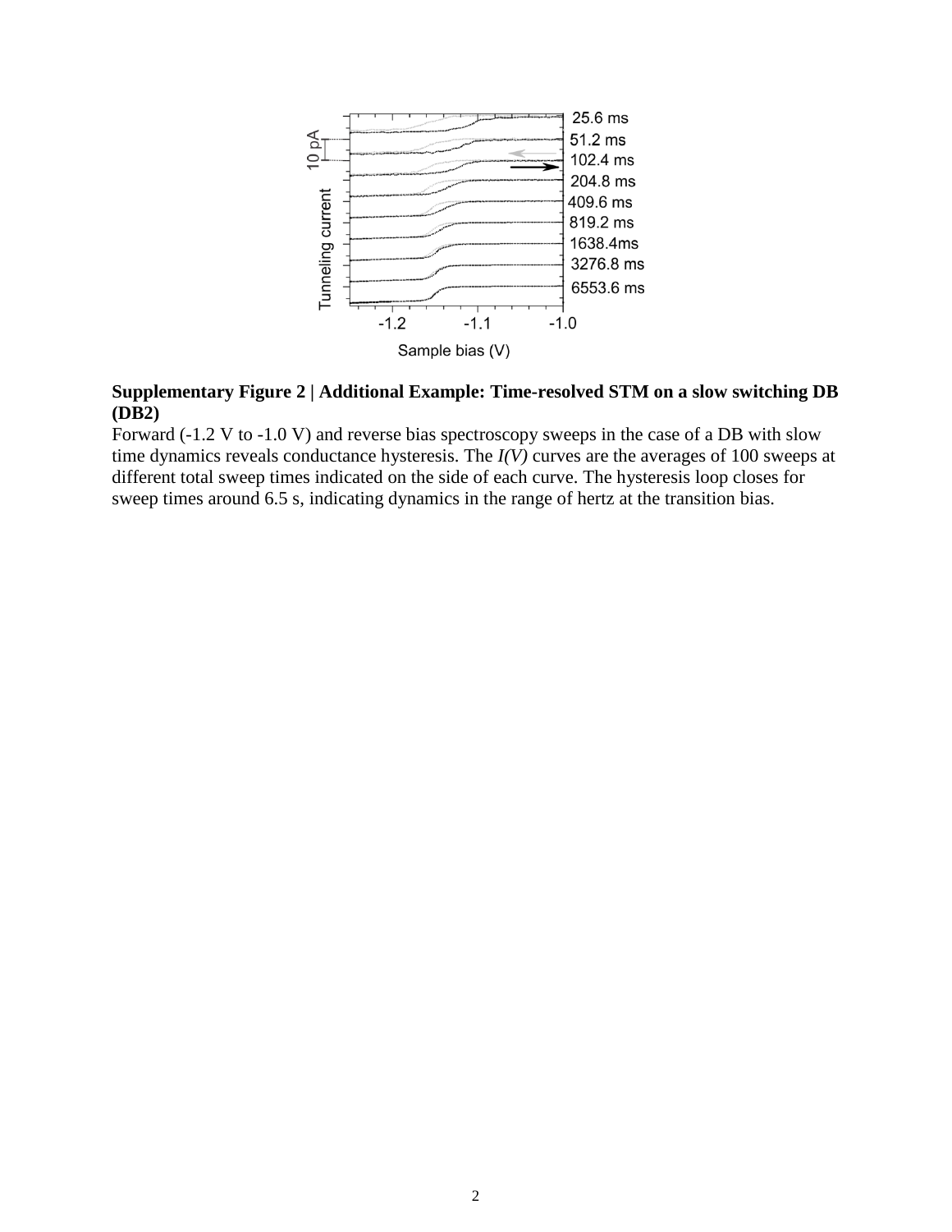**Supplementary Figure 2 | Additional Example: Time-resolved STM on a slow switching DB (DB2)**

Forward (-1.2 V to -1.0 V) and reverse bias spectroscopy sweeps in the case of a DB with slow time dynamics reveals conductance hysteresis. The *I(V)* curves are the averages of 100 sweeps at different total sweep times indicated on the side of each curve. The hysteresis loop closes for sweep times around 6.5 s, indicating dynamics in the range of hertz at the transition bias.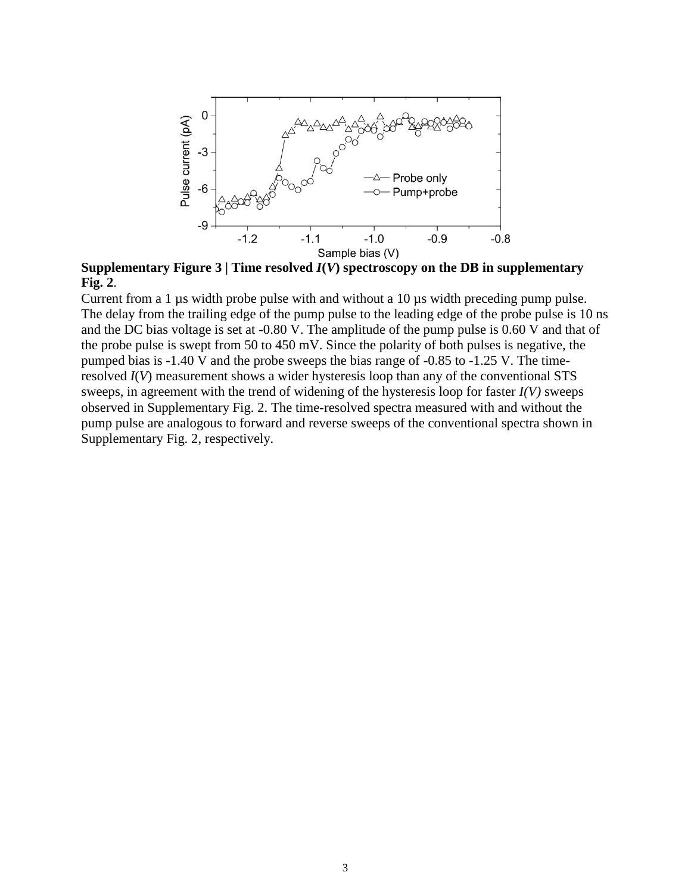**Supplementary Figure 3 | Time resolved *I*(*V*) spectroscopy on the DB in supplementary Fig. 2.**

Current from a 1 µs width probe pulse with and without a 10 µs width preceding pump pulse. The delay from the trailing edge of the pump pulse to the leading edge of the probe pulse is 10 ns and the DC bias voltage is set at -0.80 V. The amplitude of the pump pulse is 0.60 V and that of the probe pulse is swept from 50 to 450 mV. Since the polarity of both pulses is negative, the pumped bias is -1.40 V and the probe sweeps the bias range of -0.85 to -1.25 V. The time-resolved *I*(*V*) measurement shows a wider hysteresis loop than any of the conventional STS sweeps, in agreement with the trend of widening of the hysteresis loop for faster *I(V)* sweeps observed in Supplementary Fig. 2. The time-resolved spectra measured with and without the pump pulse are analogous to forward and reverse sweeps of the conventional spectra shown in Supplementary Fig. 2, respectively.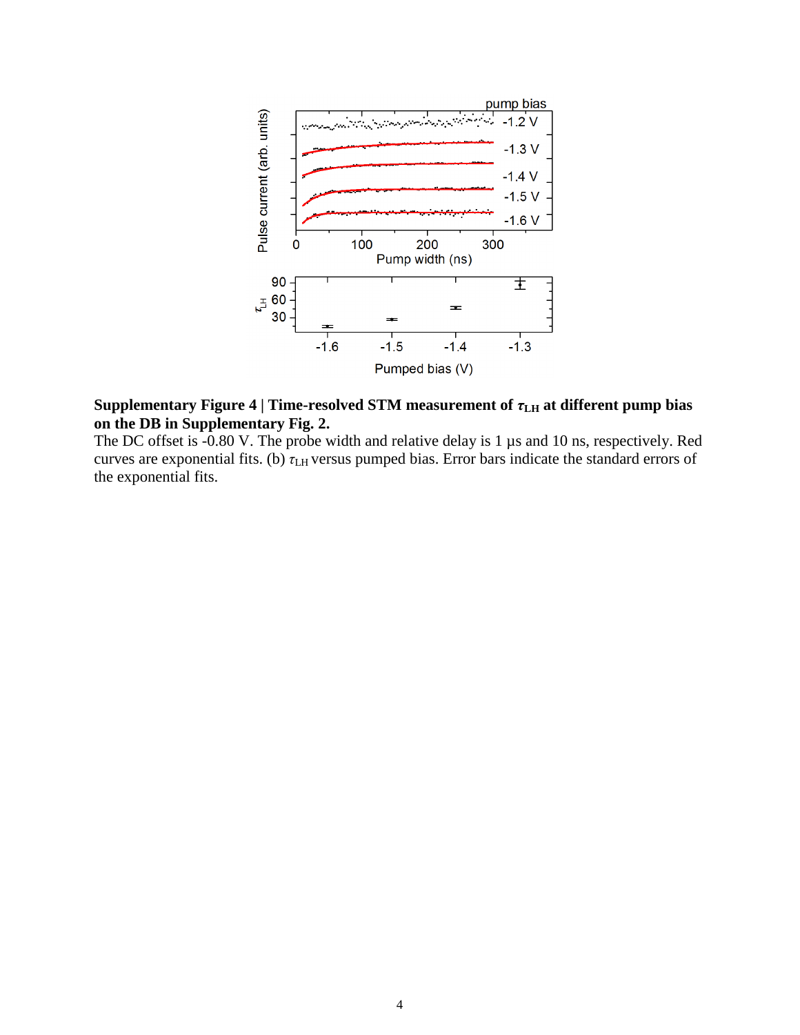**Supplementary Figure 4 | Time-resolved STM measurement of $\tau_{LH}$ at different pump bias on the DB in Supplementary Fig. 2.**

The DC offset is -0.80 V. The probe width and relative delay is 1 μs and 10 ns, respectively. Red curves are exponential fits. (b) $\tau_{LH}$ versus pumped bias. Error bars indicate the standard errors of the exponential fits.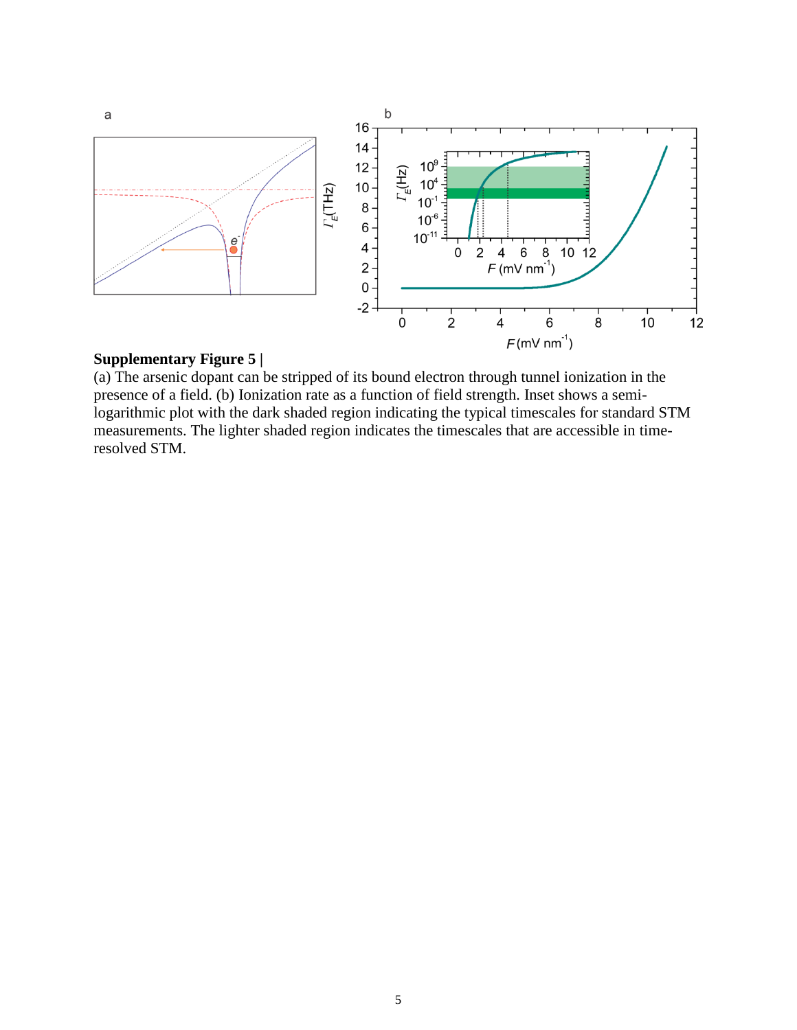**Supplementary Figure 5 |**

(a) The arsenic dopant can be stripped of its bound electron through tunnel ionization in the presence of a field. (b) Ionization rate as a function of field strength. Inset shows a semi-logarithmic plot with the dark shaded region indicating the typical timescales for standard STM measurements. The lighter shaded region indicates the timescales that are accessible in time-resolved STM.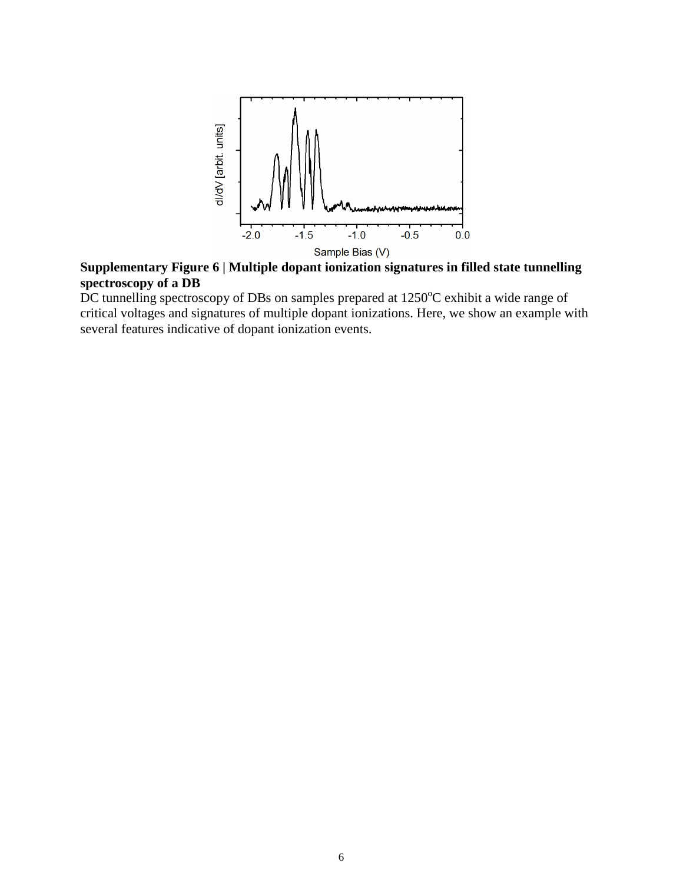**Supplementary Figure 6 | Multiple dopant ionization signatures in filled state tunnelling spectroscopy of a DB**

DC tunnelling spectroscopy of DBs on samples prepared at 1250$^{o}$C exhibit a wide range of critical voltages and signatures of multiple dopant ionizations. Here, we show an example with several features indicative of dopant ionization events.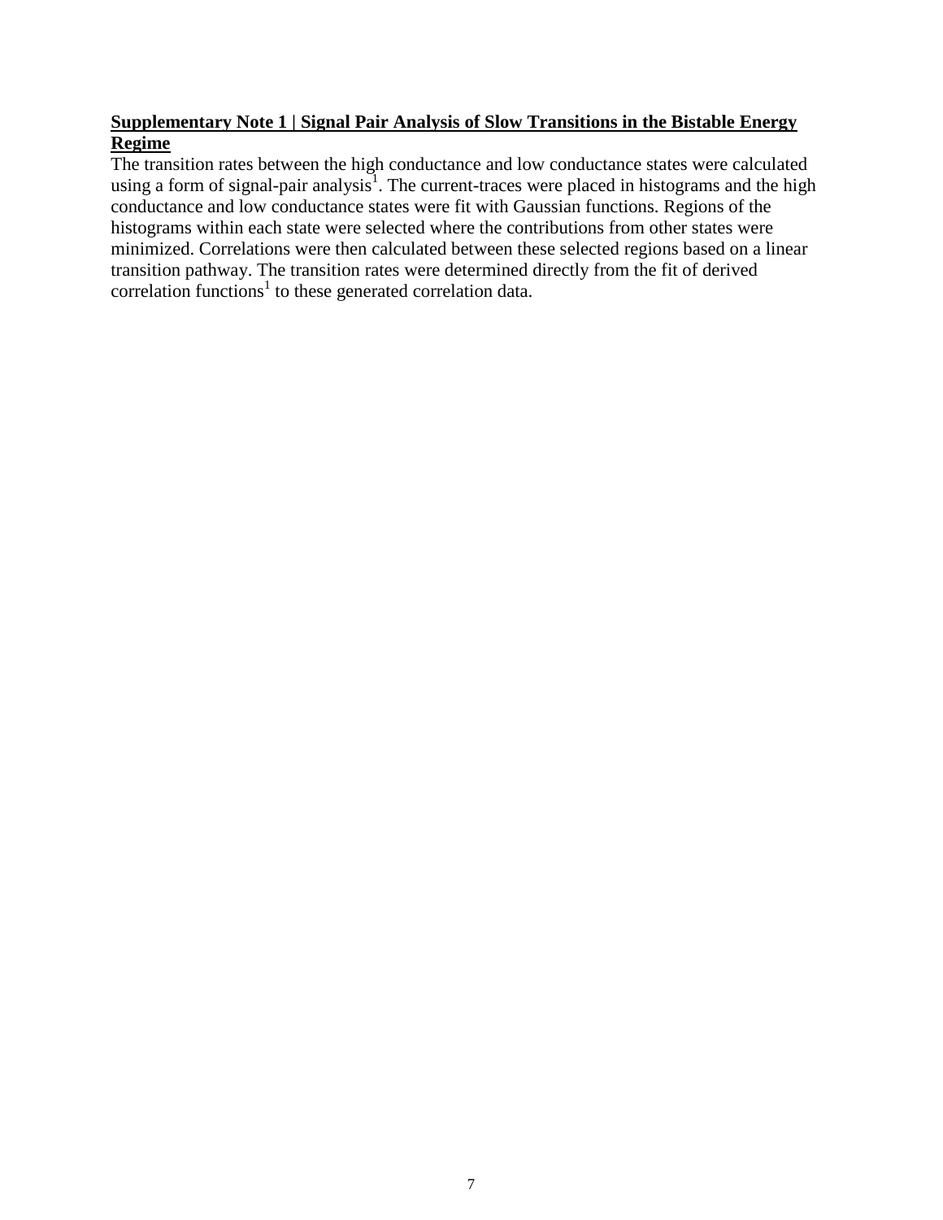## Supplementary Note 1 | Signal Pair Analysis of Slow Transitions in the Bistable Energy Regime

The transition rates between the high conductance and low conductance states were calculated using a form of signal-pair analysis[1]. The current-traces were placed in histograms and the high conductance and low conductance states were fit with Gaussian functions. Regions of the histograms within each state were selected where the contributions from other states were minimized. Correlations were then calculated between these selected regions based on a linear transition pathway. The transition rates were determined directly from the fit of derived correlation functions[1] to these generated correlation data.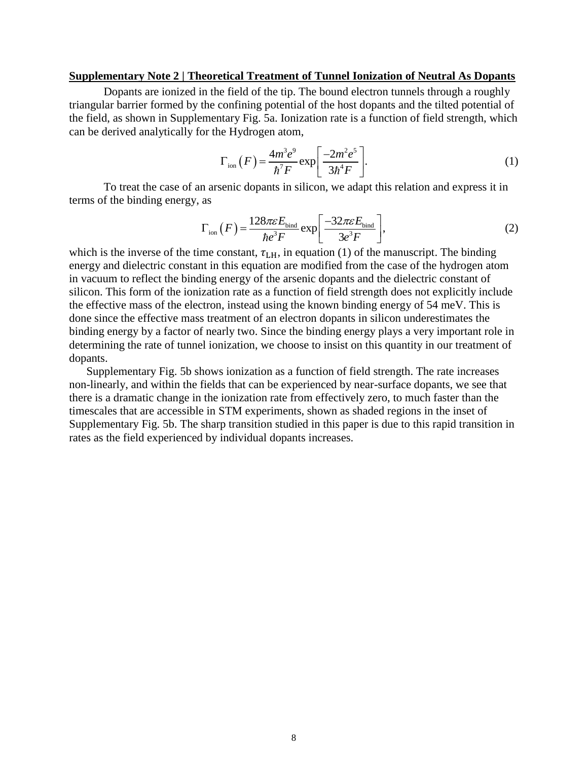**Supplementary Note 2 | Theoretical Treatment of Tunnel Ionization of Neutral As Dopants**

Dopants are ionized in the field of the tip. The bound electron tunnels through a roughly triangular barrier formed by the confining potential of the host dopants and the tilted potential of the field, as shown in Supplementary Fig. 5a. Ionization rate is a function of field strength, which can be derived analytically for the Hydrogen atom,

$$\Gamma_{\text{ion}}\left(F\right)=\frac{4m^{3}e^{9}}{\hbar^{7}F}\exp\left[\frac{-2m^{2}e^{5}}{3\hbar^{4}F}\right]. \tag{1}$$

To treat the case of an arsenic dopants in silicon, we adapt this relation and express it in terms of the binding energy, as

$$\Gamma_{\text{ion}}\left(F\right)=\frac{128\pi\varepsilon E_{\text{bind}}}{\hbar e^{3}F}\exp\left[\frac{-32\pi\varepsilon E_{\text{bind}}}{3e^{3}F}\right], \tag{2}$$

which is the inverse of the time constant, $\tau_{\text{LH}}$, in equation (1) of the manuscript. The binding energy and dielectric constant in this equation are modified from the case of the hydrogen atom in vacuum to reflect the binding energy of the arsenic dopants and the dielectric constant of silicon. This form of the ionization rate as a function of field strength does not explicitly include the effective mass of the electron, instead using the known binding energy of 54 meV. This is done since the effective mass treatment of an electron dopants in silicon underestimates the binding energy by a factor of nearly two. Since the binding energy plays a very important role in determining the rate of tunnel ionization, we choose to insist on this quantity in our treatment of dopants.

Supplementary Fig. 5b shows ionization as a function of field strength. The rate increases non-linearly, and within the fields that can be experienced by near-surface dopants, we see that there is a dramatic change in the ionization rate from effectively zero, to much faster than the timescales that are accessible in STM experiments, shown as shaded regions in the inset of Supplementary Fig. 5b. The sharp transition studied in this paper is due to this rapid transition in rates as the field experienced by individual dopants increases.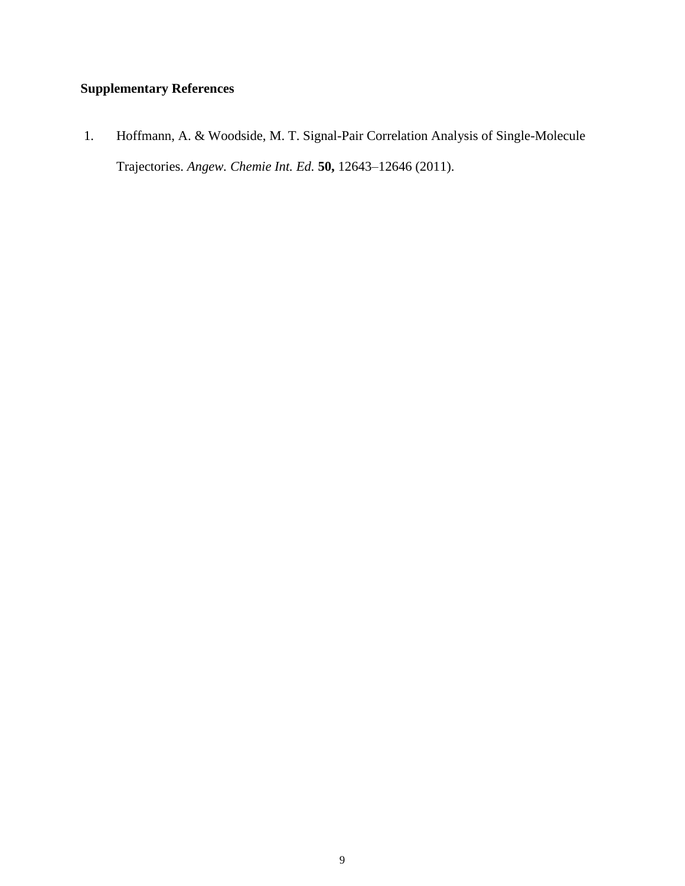## Supplementary References

1. Hoffmann, A. & Woodside, M. T. Signal-Pair Correlation Analysis of Single-Molecule Trajectories. *Angew. Chemie Int. Ed.* **50,** 12643–12646 (2011).